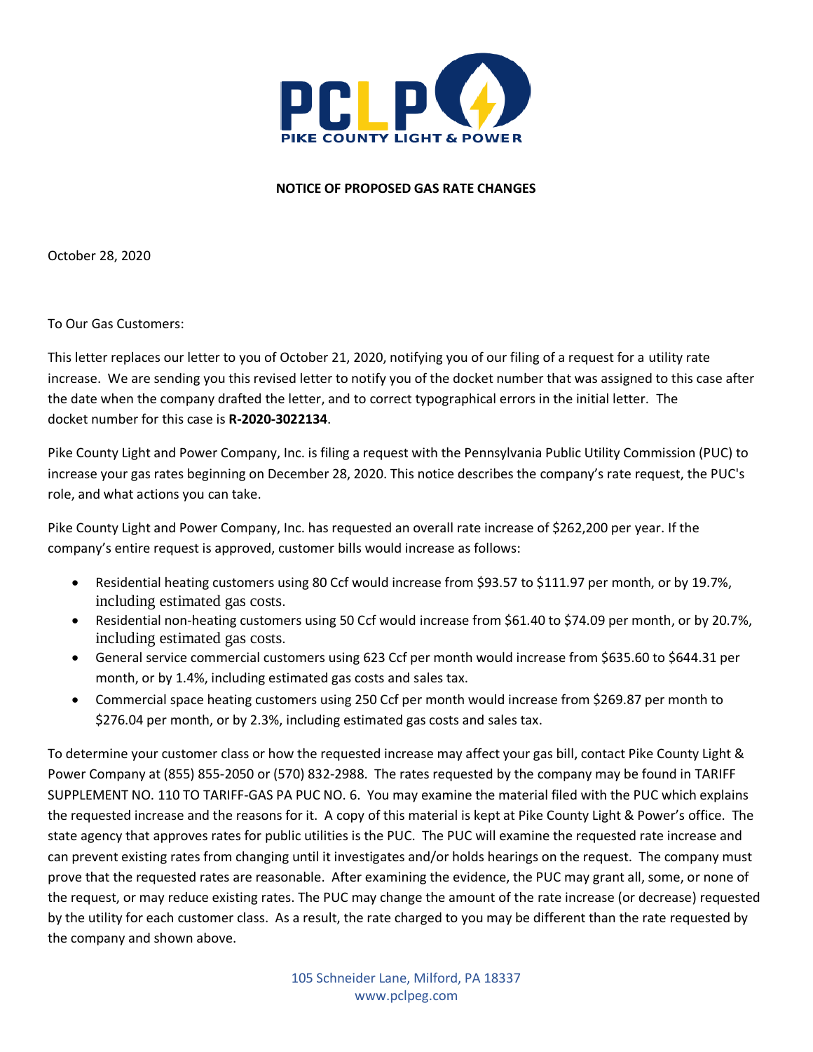PCLP

PIKE COUNTY LIGHT & POWER

**NOTICE OF PROPOSED GAS RATE CHANGES**

October 28, 2020

To Our Gas Customers:

This letter replaces our letter to you of October 21, 2020, notifying you of our filing of a request for a utility rate increase. We are sending you this revised letter to notify you of the docket number that was assigned to this case after the date when the company drafted the letter, and to correct typographical errors in the initial letter. The docket number for this case is **R-2020-3022134**.

Pike County Light and Power Company, Inc. is filing a request with the Pennsylvania Public Utility Commission (PUC) to increase your gas rates beginning on December 28, 2020. This notice describes the company's rate request, the PUC's role, and what actions you can take.

Pike County Light and Power Company, Inc. has requested an overall rate increase of $262,200 per year. If the company's entire request is approved, customer bills would increase as follows:

- Residential heating customers using 80 Ccf would increase from $93.57 to $111.97 per month, or by 19.7%, including estimated gas costs.
- Residential non-heating customers using 50 Ccf would increase from $61.40 to $74.09 per month, or by 20.7%, including estimated gas costs.
- General service commercial customers using 623 Ccf per month would increase from $635.60 to $644.31 per month, or by 1.4%, including estimated gas costs and sales tax.
- Commercial space heating customers using 250 Ccf per month would increase from $269.87 per month to $276.04 per month, or by 2.3%, including estimated gas costs and sales tax.

To determine your customer class or how the requested increase may affect your gas bill, contact Pike County Light & Power Company at (855) 855-2050 or (570) 832-2988. The rates requested by the company may be found in TARIFF SUPPLEMENT NO. 110 TO TARIFF-GAS PA PUC NO. 6. You may examine the material filed with the PUC which explains the requested increase and the reasons for it. A copy of this material is kept at Pike County Light & Power's office. The state agency that approves rates for public utilities is the PUC. The PUC will examine the requested rate increase and can prevent existing rates from changing until it investigates and/or holds hearings on the request. The company must prove that the requested rates are reasonable. After examining the evidence, the PUC may grant all, some, or none of the request, or may reduce existing rates. The PUC may change the amount of the rate increase (or decrease) requested by the utility for each customer class. As a result, the rate charged to you may be different than the rate requested by the company and shown above.

105 Schneider Lane, Milford, PA 18337
www.pclpeg.com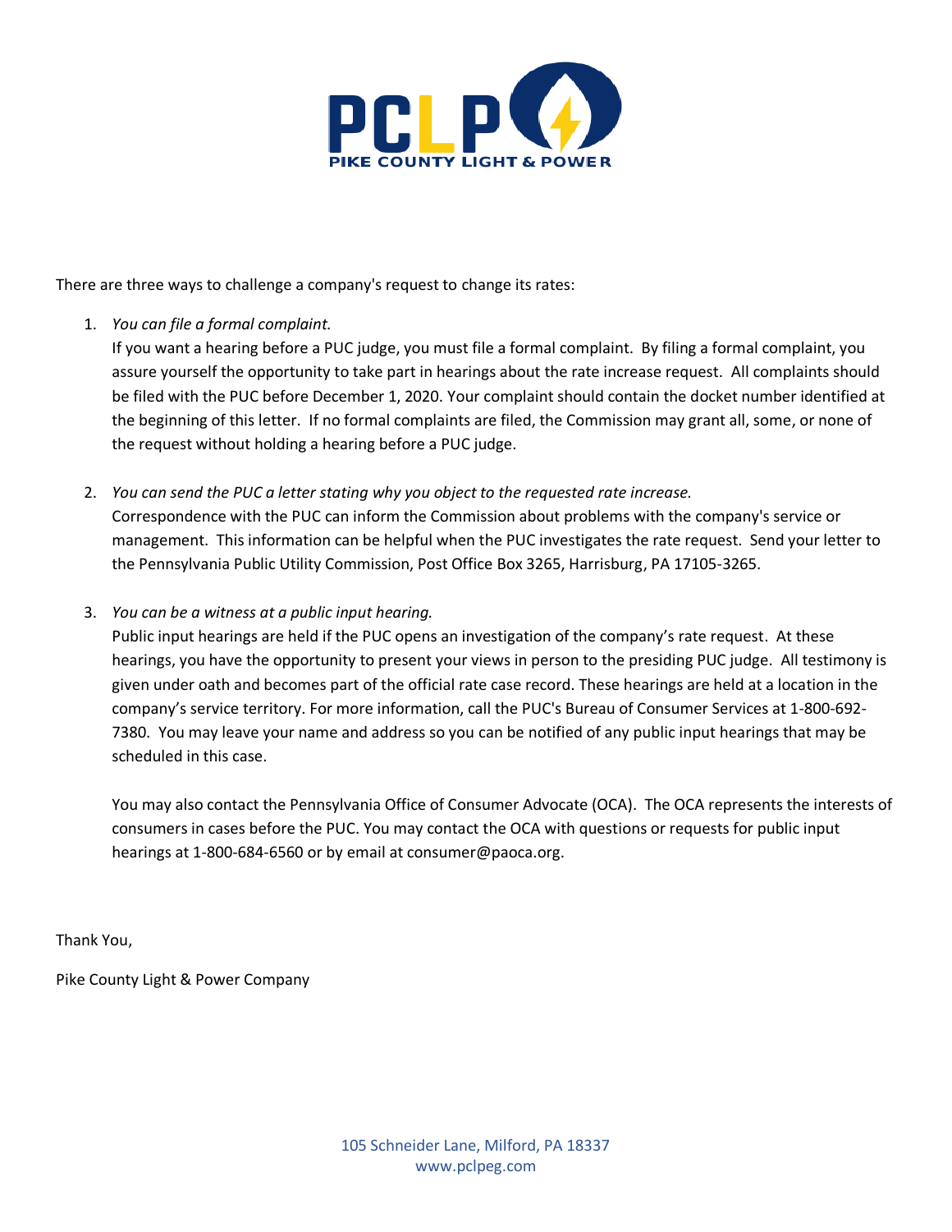PCLP

PIKE COUNTY LIGHT & POWER

There are three ways to challenge a company's request to change its rates:

1. *You can file a formal complaint.*
   If you want a hearing before a PUC judge, you must file a formal complaint. By filing a formal complaint, you assure yourself the opportunity to take part in hearings about the rate increase request. All complaints should be filed with the PUC before December 1, 2020. Your complaint should contain the docket number identified at the beginning of this letter. If no formal complaints are filed, the Commission may grant all, some, or none of the request without holding a hearing before a PUC judge.

2. *You can send the PUC a letter stating why you object to the requested rate increase.*
   Correspondence with the PUC can inform the Commission about problems with the company's service or management. This information can be helpful when the PUC investigates the rate request. Send your letter to the Pennsylvania Public Utility Commission, Post Office Box 3265, Harrisburg, PA 17105-3265.

3. *You can be a witness at a public input hearing.*
   Public input hearings are held if the PUC opens an investigation of the company's rate request. At these hearings, you have the opportunity to present your views in person to the presiding PUC judge. All testimony is given under oath and becomes part of the official rate case record. These hearings are held at a location in the company's service territory. For more information, call the PUC's Bureau of Consumer Services at 1-800-692-7380. You may leave your name and address so you can be notified of any public input hearings that may be scheduled in this case.

   You may also contact the Pennsylvania Office of Consumer Advocate (OCA). The OCA represents the interests of consumers in cases before the PUC. You may contact the OCA with questions or requests for public input hearings at 1-800-684-6560 or by email at consumer@paoca.org.

Thank You,

Pike County Light & Power Company

105 Schneider Lane, Milford, PA 18337
www.pclpeg.com